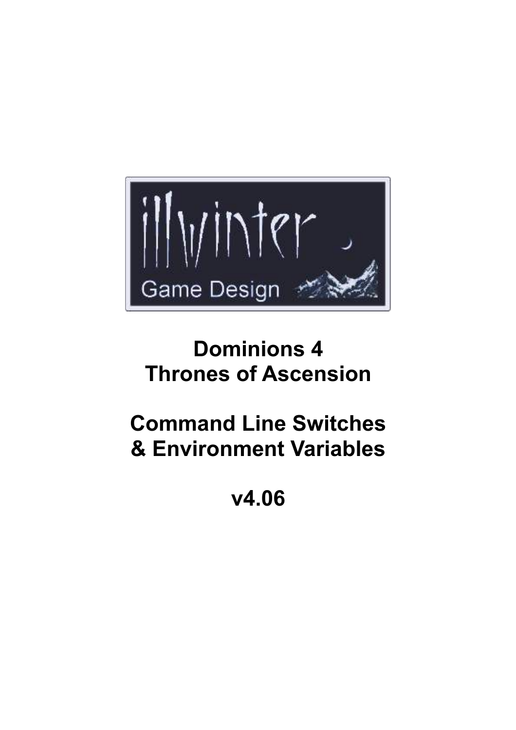# Dominions 4
# Thrones of Ascension

# Command Line Switches & Environment Variables

# v4.06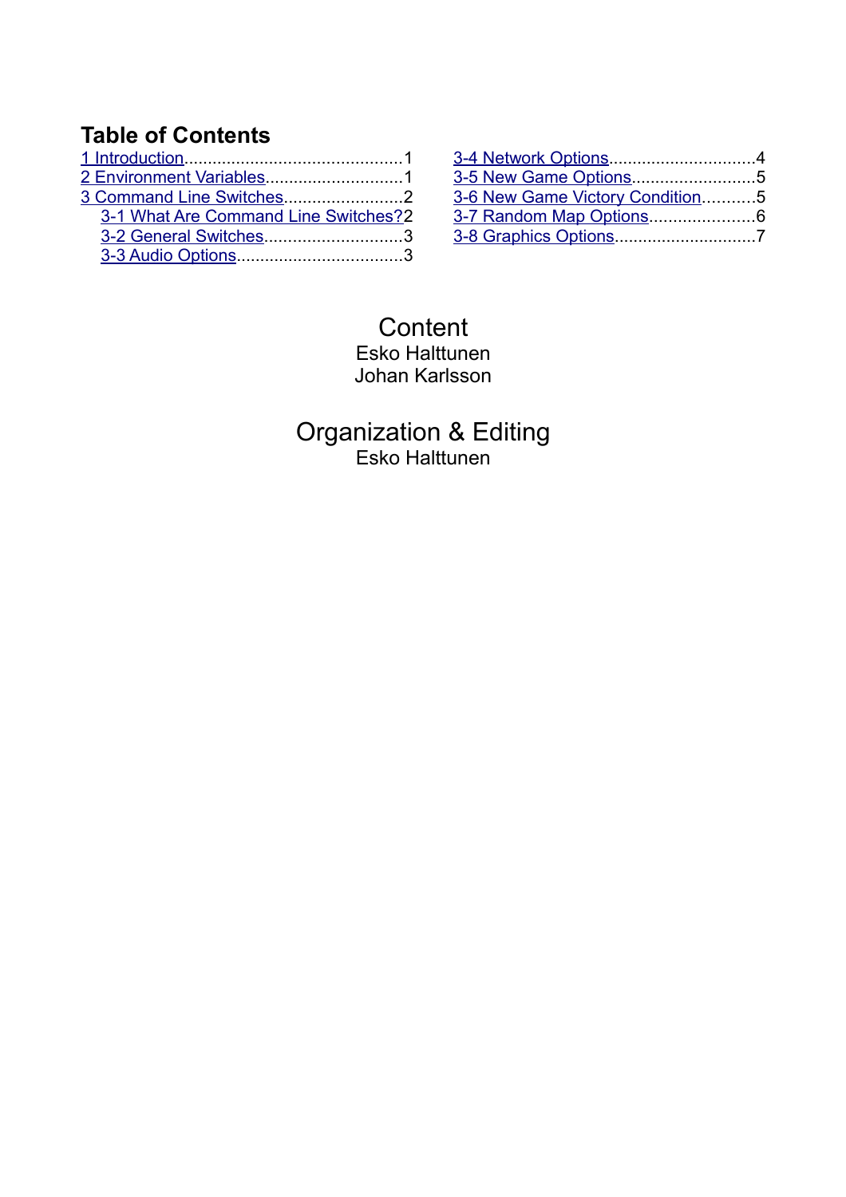## Table of Contents

- 1 Introduction.............................................1
- 2 Environment Variables.............................1
- 3 Command Line Switches.........................2
  - 3-1 What Are Command Line Switches?2
  - 3-2 General Switches.............................3
  - 3-3 Audio Options...................................3
  - 3-4 Network Options..............................4
  - 3-5 New Game Options..........................5
  - 3-6 New Game Victory Condition...........5
  - 3-7 Random Map Options......................6
  - 3-8 Graphics Options.............................7

Content
Esko Halttunen
Johan Karlsson

Organization & Editing
Esko Halttunen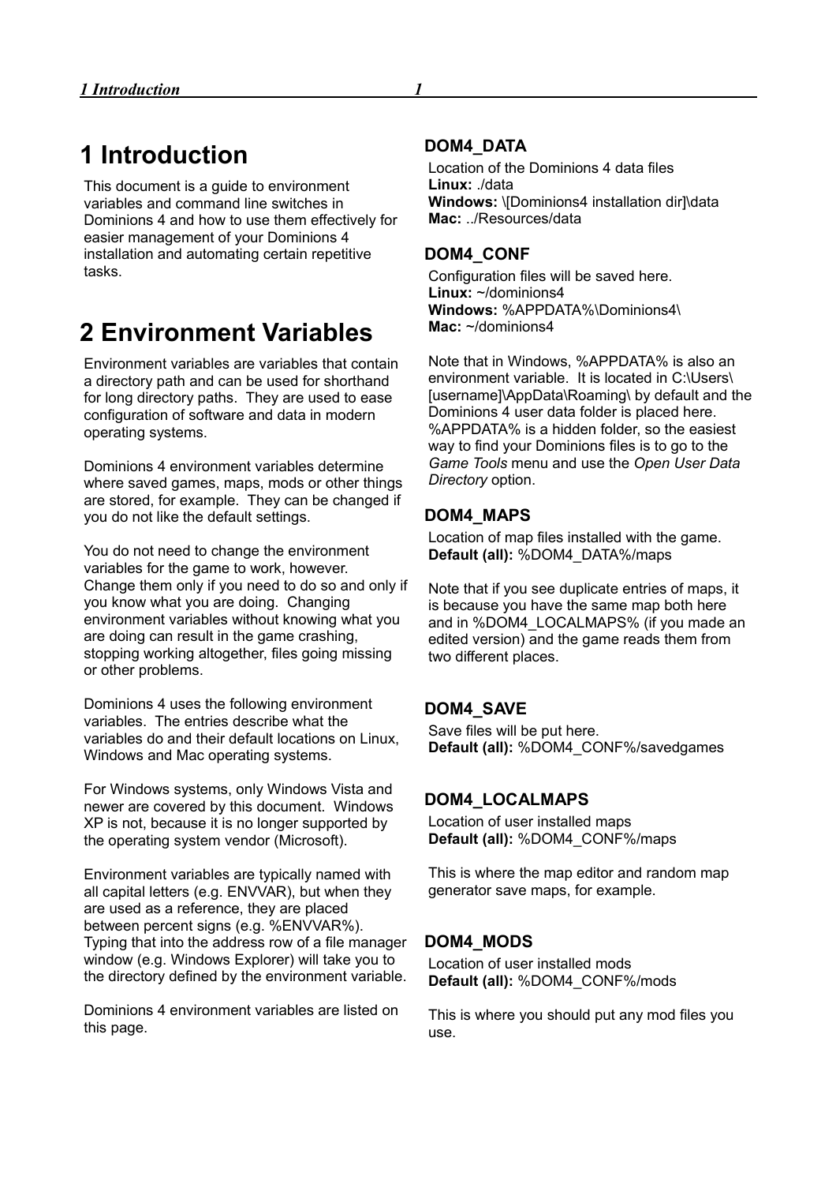# 1 Introduction

This document is a guide to environment variables and command line switches in Dominions 4 and how to use them effectively for easier management of your Dominions 4 installation and automating certain repetitive tasks.

# 2 Environment Variables

Environment variables are variables that contain a directory path and can be used for shorthand for long directory paths. They are used to ease configuration of software and data in modern operating systems.

Dominions 4 environment variables determine where saved games, maps, mods or other things are stored, for example. They can be changed if you do not like the default settings.

You do not need to change the environment variables for the game to work, however. Change them only if you need to do so and only if you know what you are doing. Changing environment variables without knowing what you are doing can result in the game crashing, stopping working altogether, files going missing or other problems.

Dominions 4 uses the following environment variables. The entries describe what the variables do and their default locations on Linux, Windows and Mac operating systems.

For Windows systems, only Windows Vista and newer are covered by this document. Windows XP is not, because it is no longer supported by the operating system vendor (Microsoft).

Environment variables are typically named with all capital letters (e.g. ENVVAR), but when they are used as a reference, they are placed between percent signs (e.g. %ENVVAR%). Typing that into the address row of a file manager window (e.g. Windows Explorer) will take you to the directory defined by the environment variable.

Dominions 4 environment variables are listed on this page.

### DOM4_DATA

Location of the Dominions 4 data files
**Linux:** ./data
**Windows:** \[Dominions4 installation dir]\data
**Mac:** ../Resources/data

### DOM4_CONF

Configuration files will be saved here.
**Linux:** ~/dominions4
**Windows:** %APPDATA%\Dominions4\
**Mac:** ~/dominions4

Note that in Windows, %APPDATA% is also an environment variable. It is located in C:\Users\[username]\AppData\Roaming\ by default and the Dominions 4 user data folder is placed here. %APPDATA% is a hidden folder, so the easiest way to find your Dominions files is to go to the *Game Tools* menu and use the *Open User Data Directory* option.

### DOM4_MAPS

Location of map files installed with the game.
**Default (all):** %DOM4_DATA%/maps

Note that if you see duplicate entries of maps, it is because you have the same map both here and in %DOM4_LOCALMAPS% (if you made an edited version) and the game reads them from two different places.

### DOM4_SAVE

Save files will be put here.
**Default (all):** %DOM4_CONF%/savedgames

### DOM4_LOCALMAPS

Location of user installed maps
**Default (all):** %DOM4_CONF%/maps

This is where the map editor and random map generator save maps, for example.

### DOM4_MODS

Location of user installed mods
**Default (all):** %DOM4_CONF%/mods

This is where you should put any mod files you use.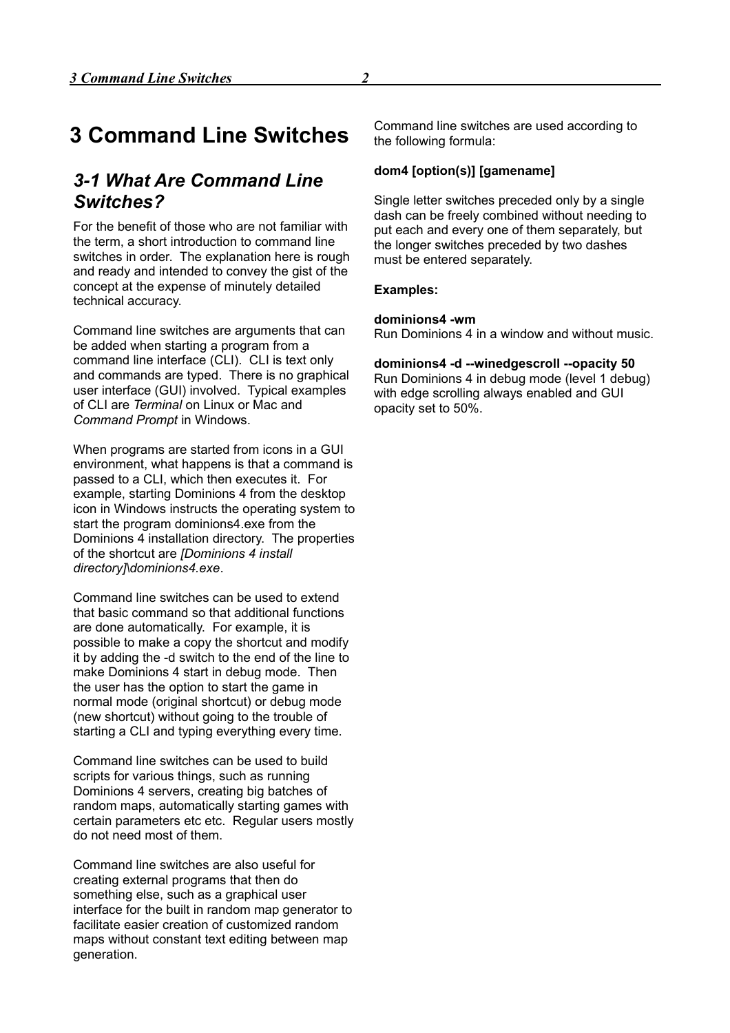# 3 Command Line Switches

## *3-1 What Are Command Line Switches?*

For the benefit of those who are not familiar with the term, a short introduction to command line switches in order. The explanation here is rough and ready and intended to convey the gist of the concept at the expense of minutely detailed technical accuracy.

Command line switches are arguments that can be added when starting a program from a command line interface (CLI). CLI is text only and commands are typed. There is no graphical user interface (GUI) involved. Typical examples of CLI are *Terminal* on Linux or Mac and *Command Prompt* in Windows.

When programs are started from icons in a GUI environment, what happens is that a command is passed to a CLI, which then executes it. For example, starting Dominions 4 from the desktop icon in Windows instructs the operating system to start the program dominions4.exe from the Dominions 4 installation directory. The properties of the shortcut are *[Dominions 4 install directory]\dominions4.exe*.

Command line switches can be used to extend that basic command so that additional functions are done automatically. For example, it is possible to make a copy the shortcut and modify it by adding the -d switch to the end of the line to make Dominions 4 start in debug mode. Then the user has the option to start the game in normal mode (original shortcut) or debug mode (new shortcut) without going to the trouble of starting a CLI and typing everything every time.

Command line switches can be used to build scripts for various things, such as running Dominions 4 servers, creating big batches of random maps, automatically starting games with certain parameters etc etc. Regular users mostly do not need most of them.

Command line switches are also useful for creating external programs that then do something else, such as a graphical user interface for the built in random map generator to facilitate easier creation of customized random maps without constant text editing between map generation.

Command line switches are used according to the following formula:

**dom4 [option(s)] [gamename]**

Single letter switches preceded only by a single dash can be freely combined without needing to put each and every one of them separately, but the longer switches preceded by two dashes must be entered separately.

**Examples:**

**dominions4 -wm**
Run Dominions 4 in a window and without music.

**dominions4 -d --winedgescroll --opacity 50**
Run Dominions 4 in debug mode (level 1 debug) with edge scrolling always enabled and GUI opacity set to 50%.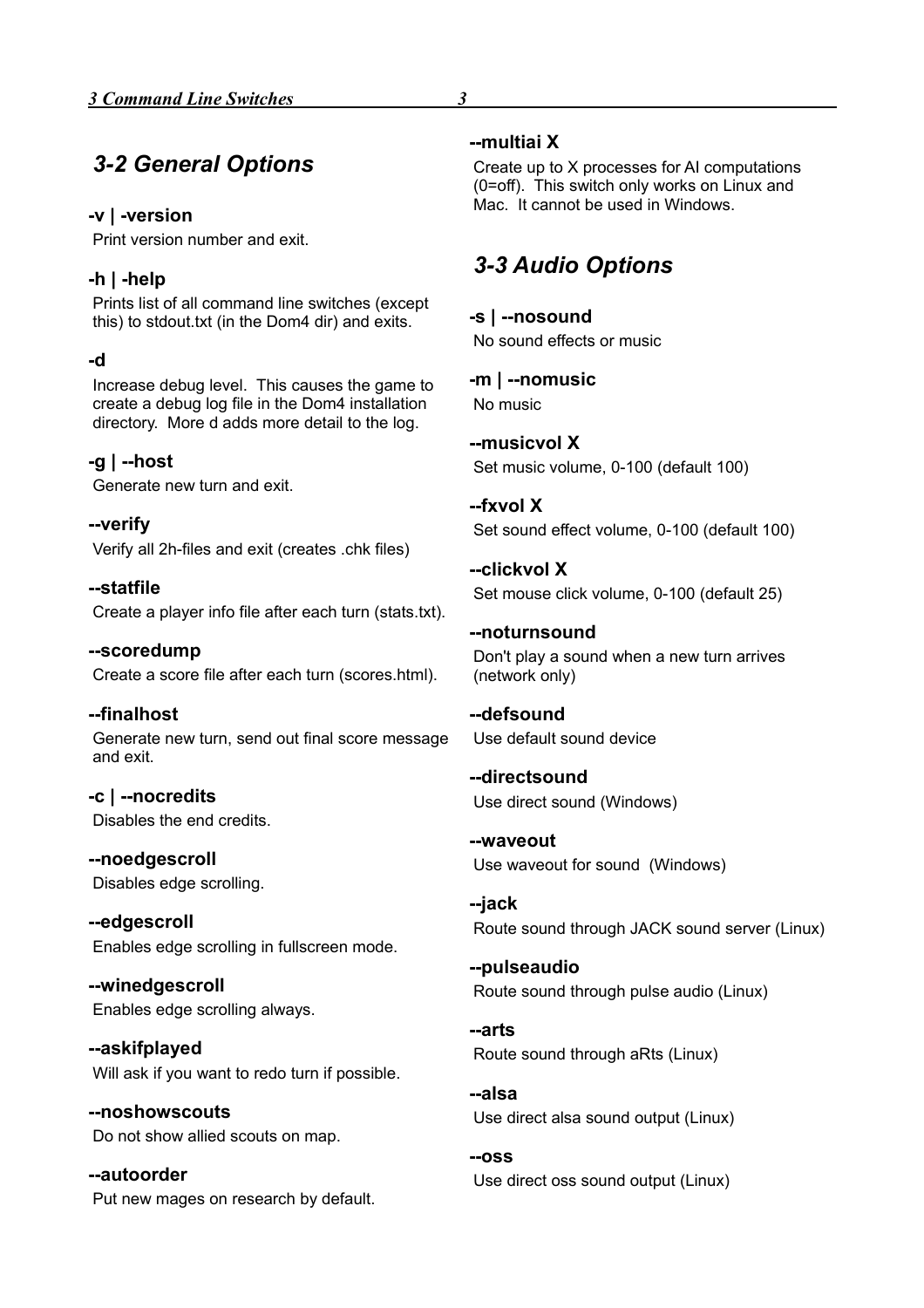## 3-2 General Options

**-v | -version**

Print version number and exit.

**-h | -help**

Prints list of all command line switches (except this) to stdout.txt (in the Dom4 dir) and exits.

**-d**

Increase debug level. This causes the game to create a debug log file in the Dom4 installation directory. More d adds more detail to the log.

**-g | --host**

Generate new turn and exit.

**--verify**

Verify all 2h-files and exit (creates .chk files)

**--statfile**

Create a player info file after each turn (stats.txt).

**--scoredump**

Create a score file after each turn (scores.html).

**--finalhost**

Generate new turn, send out final score message and exit.

**-c | --nocredits**

Disables the end credits.

**--noedgescroll**

Disables edge scrolling.

**--edgescroll**

Enables edge scrolling in fullscreen mode.

**--winedgescroll**

Enables edge scrolling always.

**--askifplayed**

Will ask if you want to redo turn if possible.

**--noshowscouts**

Do not show allied scouts on map.

**--autoorder**

Put new mages on research by default.

**--multiai X**

Create up to X processes for AI computations (0=off). This switch only works on Linux and Mac. It cannot be used in Windows.

## 3-3 Audio Options

**-s | --nosound**

No sound effects or music

**-m | --nomusic**

No music

**--musicvol X**

Set music volume, 0-100 (default 100)

**--fxvol X**

Set sound effect volume, 0-100 (default 100)

**--clickvol X**

Set mouse click volume, 0-100 (default 25)

**--noturnsound**

Don't play a sound when a new turn arrives (network only)

**--defsound**

Use default sound device

**--directsound**

Use direct sound (Windows)

**--waveout**

Use waveout for sound (Windows)

**--jack**

Route sound through JACK sound server (Linux)

**--pulseaudio**

Route sound through pulse audio (Linux)

**--arts**

Route sound through aRts (Linux)

**--alsa**

Use direct alsa sound output (Linux)

**--oss**

Use direct oss sound output (Linux)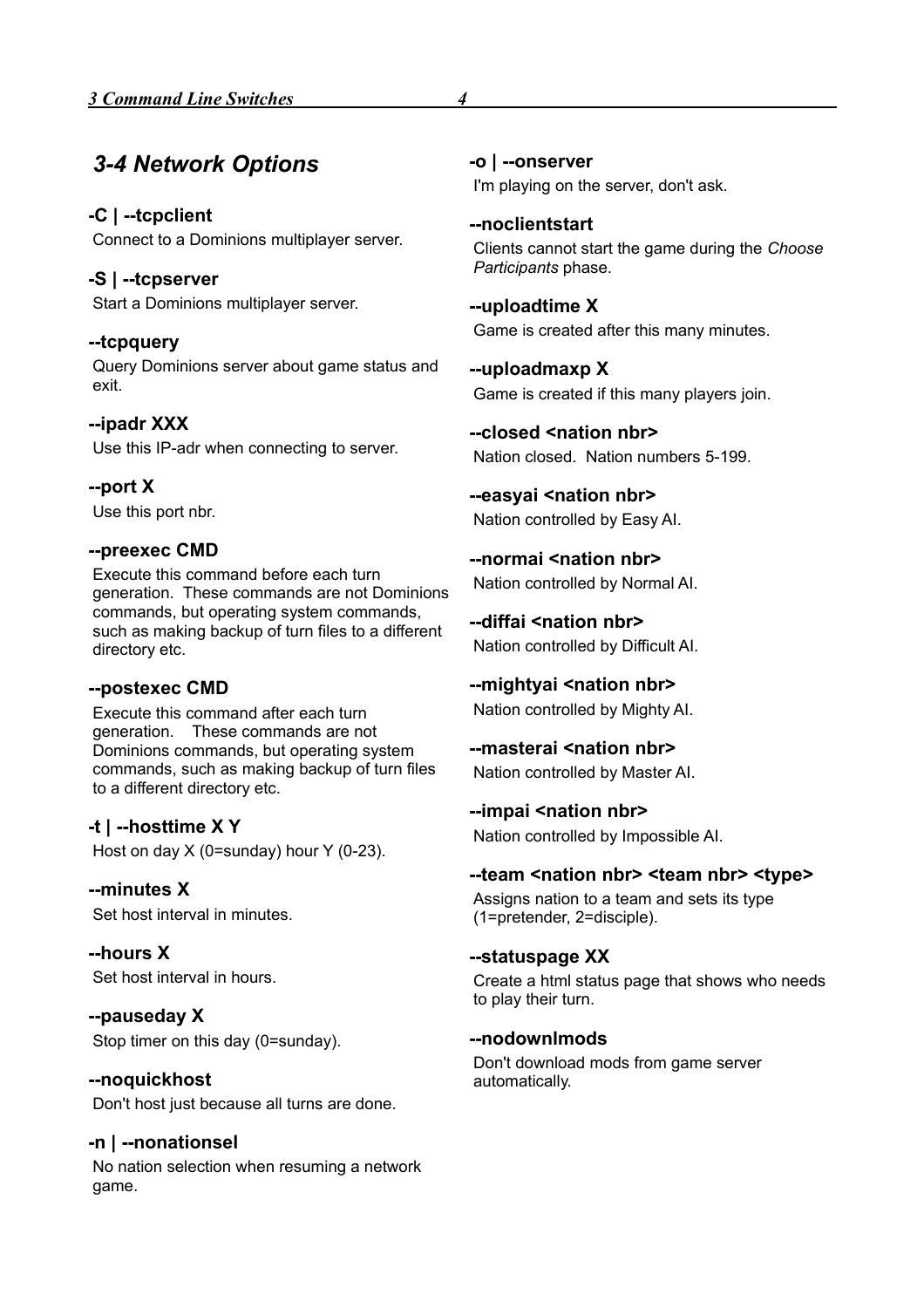## 3-4 Network Options

**-C | --tcpclient**

Connect to a Dominions multiplayer server.

**-S | --tcpserver**

Start a Dominions multiplayer server.

**--tcpquery**

Query Dominions server about game status and exit.

**--ipadr XXX**

Use this IP-adr when connecting to server.

**--port X**

Use this port nbr.

**--preexec CMD**

Execute this command before each turn generation. These commands are not Dominions commands, but operating system commands, such as making backup of turn files to a different directory etc.

**--postexec CMD**

Execute this command after each turn generation. These commands are not Dominions commands, but operating system commands, such as making backup of turn files to a different directory etc.

**-t | --hosttime X Y**

Host on day X (0=sunday) hour Y (0-23).

**--minutes X**

Set host interval in minutes.

**--hours X**

Set host interval in hours.

**--pauseday X**

Stop timer on this day (0=sunday).

**--noquickhost**

Don't host just because all turns are done.

**-n | --nonationsel**

No nation selection when resuming a network game.

**-o | --onserver**

I'm playing on the server, don't ask.

**--noclientstart**

Clients cannot start the game during the *Choose Participants* phase.

**--uploadtime X**

Game is created after this many minutes.

**--uploadmaxp X**

Game is created if this many players join.

**--closed <nation nbr>**

Nation closed. Nation numbers 5-199.

**--easyai <nation nbr>**

Nation controlled by Easy AI.

**--normai <nation nbr>**

Nation controlled by Normal AI.

**--diffai <nation nbr>**

Nation controlled by Difficult AI.

**--mightyai <nation nbr>**

Nation controlled by Mighty AI.

**--masterai <nation nbr>**

Nation controlled by Master AI.

**--impai <nation nbr>**

Nation controlled by Impossible AI.

**--team <nation nbr> <team nbr> <type>**

Assigns nation to a team and sets its type (1=pretender, 2=disciple).

**--statuspage XX**

Create a html status page that shows who needs to play their turn.

**--nodownlmods**

Don't download mods from game server automatically.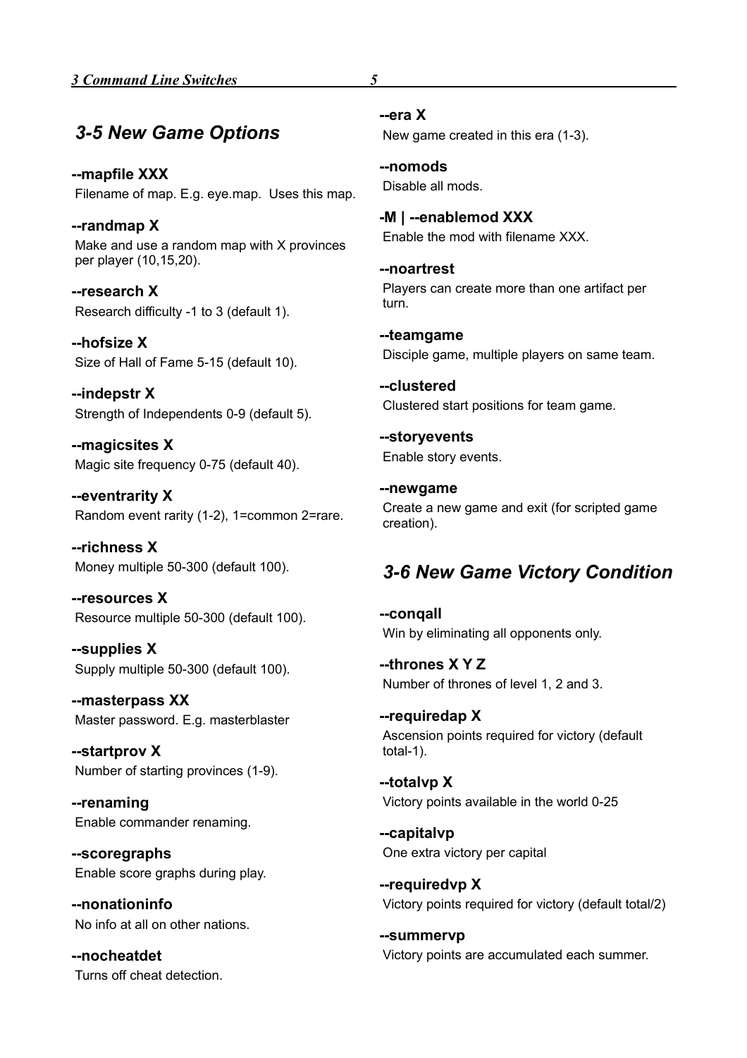## 3-5 New Game Options

**--mapfile XXX**
Filename of map. E.g. eye.map. Uses this map.

**--randmap X**
Make and use a random map with X provinces per player (10,15,20).

**--research X**
Research difficulty -1 to 3 (default 1).

**--hofsize X**
Size of Hall of Fame 5-15 (default 10).

**--indepstr X**
Strength of Independents 0-9 (default 5).

**--magicsites X**
Magic site frequency 0-75 (default 40).

**--eventrarity X**
Random event rarity (1-2), 1=common 2=rare.

**--richness X**
Money multiple 50-300 (default 100).

**--resources X**
Resource multiple 50-300 (default 100).

**--supplies X**
Supply multiple 50-300 (default 100).

**--masterpass XX**
Master password. E.g. masterblaster

**--startprov X**
Number of starting provinces (1-9).

**--renaming**
Enable commander renaming.

**--scoregraphs**
Enable score graphs during play.

**--nonationinfo**
No info at all on other nations.

**--nocheatdet**
Turns off cheat detection.

**--era X**
New game created in this era (1-3).

**--nomods**
Disable all mods.

**-M | --enablemod XXX**
Enable the mod with filename XXX.

**--noartrest**
Players can create more than one artifact per turn.

**--teamgame**
Disciple game, multiple players on same team.

**--clustered**
Clustered start positions for team game.

**--storyevents**
Enable story events.

**--newgame**
Create a new game and exit (for scripted game creation).

## 3-6 New Game Victory Condition

**--conqall**
Win by eliminating all opponents only.

**--thrones X Y Z**
Number of thrones of level 1, 2 and 3.

**--requiredap X**
Ascension points required for victory (default total-1).

**--totalvp X**
Victory points available in the world 0-25

**--capitalvp**
One extra victory per capital

**--requiredvp X**
Victory points required for victory (default total/2)

**--summervp**
Victory points are accumulated each summer.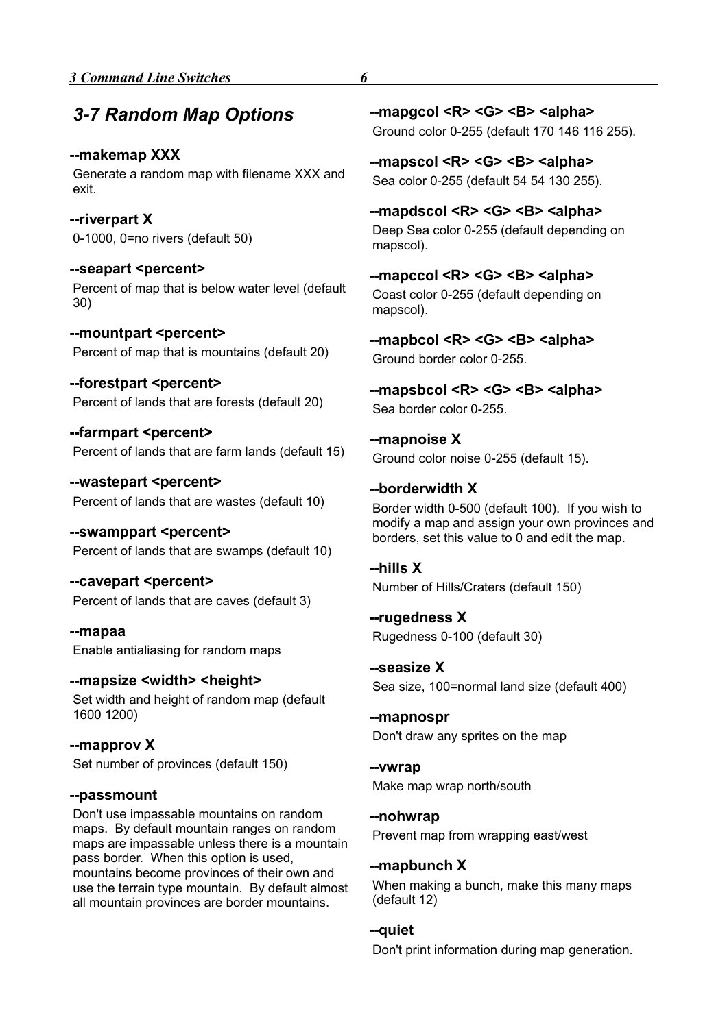## 3-7 Random Map Options

**--makemap XXX**

Generate a random map with filename XXX and exit.

**--riverpart X**

0-1000, 0=no rivers (default 50)

**--seapart <percent>**

Percent of map that is below water level (default 30)

**--mountpart <percent>**

Percent of map that is mountains (default 20)

**--forestpart <percent>**

Percent of lands that are forests (default 20)

**--farmpart <percent>**

Percent of lands that are farm lands (default 15)

**--wastepart <percent>**

Percent of lands that are wastes (default 10)

**--swamppart <percent>**

Percent of lands that are swamps (default 10)

**--cavepart <percent>**

Percent of lands that are caves (default 3)

**--mapaa**

Enable antialiasing for random maps

**--mapsize <width> <height>**

Set width and height of random map (default 1600 1200)

**--mapprov X**

Set number of provinces (default 150)

**--passmount**

Don't use impassable mountains on random maps. By default mountain ranges on random maps are impassable unless there is a mountain pass border. When this option is used, mountains become provinces of their own and use the terrain type mountain. By default almost all mountain provinces are border mountains.

**--mapgcol <R> <G> <B> <alpha>**

Ground color 0-255 (default 170 146 116 255).

**--mapscol <R> <G> <B> <alpha>**

Sea color 0-255 (default 54 54 130 255).

**--mapdscol <R> <G> <B> <alpha>**

Deep Sea color 0-255 (default depending on mapscol).

**--mapccol <R> <G> <B> <alpha>**

Coast color 0-255 (default depending on mapscol).

**--mapbcol <R> <G> <B> <alpha>**

Ground border color 0-255.

**--mapsbcol <R> <G> <B> <alpha>**

Sea border color 0-255.

**--mapnoise X**

Ground color noise 0-255 (default 15).

**--borderwidth X**

Border width 0-500 (default 100). If you wish to modify a map and assign your own provinces and borders, set this value to 0 and edit the map.

**--hills X**

Number of Hills/Craters (default 150)

**--rugedness X**

Rugedness 0-100 (default 30)

**--seasize X**

Sea size, 100=normal land size (default 400)

**--mapnospr**

Don't draw any sprites on the map

**--vwrap**

Make map wrap north/south

**--nohwrap**

Prevent map from wrapping east/west

**--mapbunch X**

When making a bunch, make this many maps (default 12)

**--quiet**

Don't print information during map generation.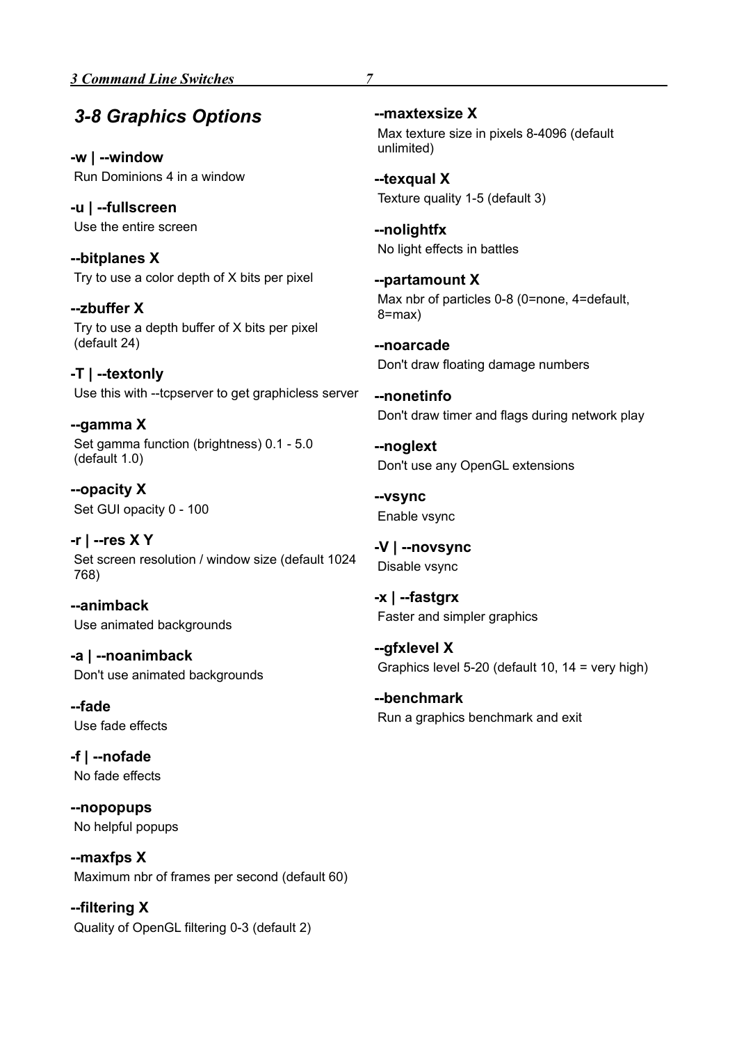## 3-8 Graphics Options

**-w | --window**
Run Dominions 4 in a window

**-u | --fullscreen**
Use the entire screen

**--bitplanes X**
Try to use a color depth of X bits per pixel

**--zbuffer X**
Try to use a depth buffer of X bits per pixel (default 24)

**-T | --textonly**
Use this with --tcpserver to get graphicless server

**--gamma X**
Set gamma function (brightness) 0.1 - 5.0 (default 1.0)

**--opacity X**
Set GUI opacity 0 - 100

**-r | --res X Y**
Set screen resolution / window size (default 1024 768)

**--animback**
Use animated backgrounds

**-a | --noanimback**
Don't use animated backgrounds

**--fade**
Use fade effects

**-f | --nofade**
No fade effects

**--nopopups**
No helpful popups

**--maxfps X**
Maximum nbr of frames per second (default 60)

**--filtering X**
Quality of OpenGL filtering 0-3 (default 2)

**--maxtexsize X**
Max texture size in pixels 8-4096 (default unlimited)

**--texqual X**
Texture quality 1-5 (default 3)

**--nolightfx**
No light effects in battles

**--partamount X**
Max nbr of particles 0-8 (0=none, 4=default, 8=max)

**--noarcade**
Don't draw floating damage numbers

**--nonetinfo**
Don't draw timer and flags during network play

**--noglext**
Don't use any OpenGL extensions

**--vsync**
Enable vsync

**-V | --novsync**
Disable vsync

**-x | --fastgrx**
Faster and simpler graphics

**--gfxlevel X**
Graphics level 5-20 (default 10, 14 = very high)

**--benchmark**
Run a graphics benchmark and exit